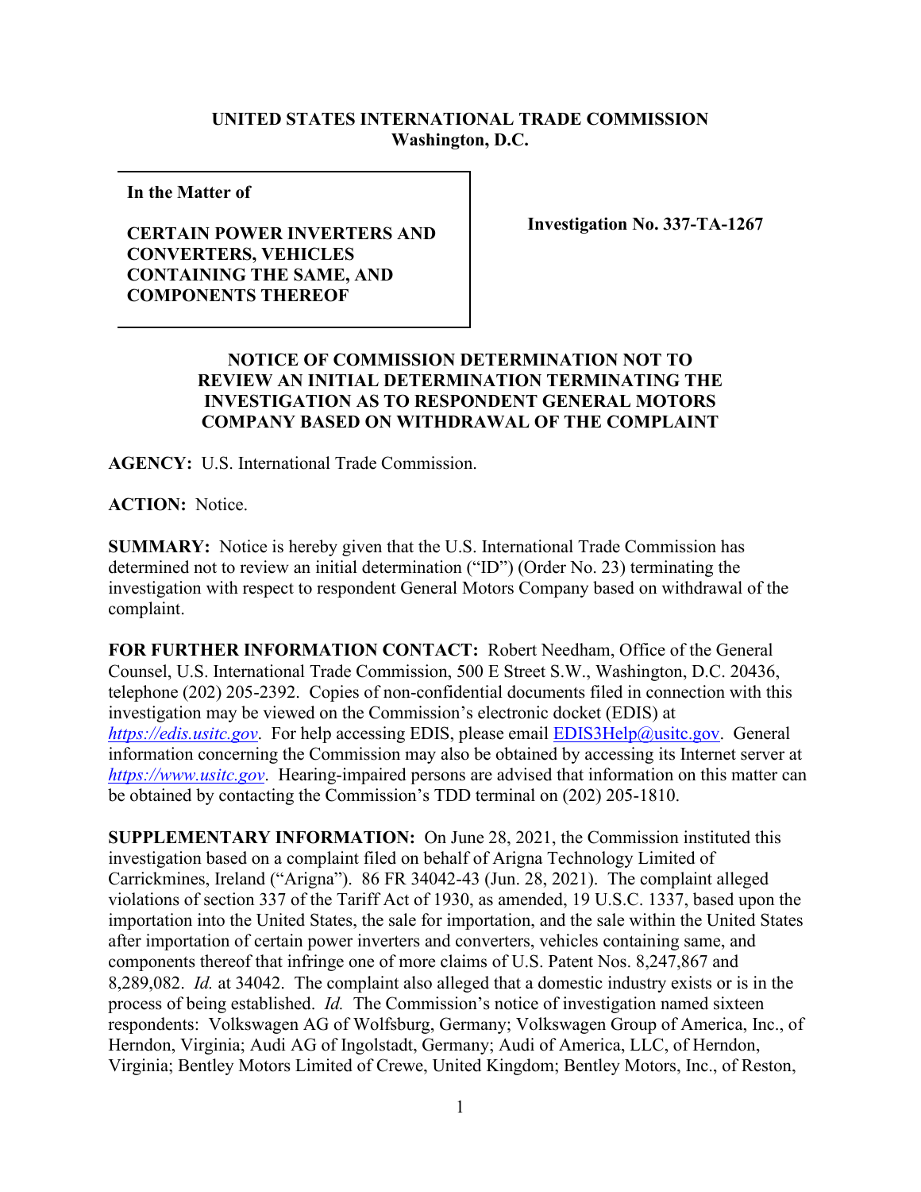**UNITED STATES INTERNATIONAL TRADE COMMISSION**
**Washington, D.C.**

**In the Matter of**

**CERTAIN POWER INVERTERS AND CONVERTERS, VEHICLES CONTAINING THE SAME, AND COMPONENTS THEREOF**

**Investigation No. 337-TA-1267**

## NOTICE OF COMMISSION DETERMINATION NOT TO REVIEW AN INITIAL DETERMINATION TERMINATING THE INVESTIGATION AS TO RESPONDENT GENERAL MOTORS COMPANY BASED ON WITHDRAWAL OF THE COMPLAINT

**AGENCY:** U.S. International Trade Commission.

**ACTION:** Notice.

**SUMMARY:** Notice is hereby given that the U.S. International Trade Commission has determined not to review an initial determination ("ID") (Order No. 23) terminating the investigation with respect to respondent General Motors Company based on withdrawal of the complaint.

**FOR FURTHER INFORMATION CONTACT:** Robert Needham, Office of the General Counsel, U.S. International Trade Commission, 500 E Street S.W., Washington, D.C. 20436, telephone (202) 205-2392. Copies of non-confidential documents filed in connection with this investigation may be viewed on the Commission's electronic docket (EDIS) at *https://edis.usitc.gov*. For help accessing EDIS, please email EDIS3Help@usitc.gov. General information concerning the Commission may also be obtained by accessing its Internet server at *https://www.usitc.gov*. Hearing-impaired persons are advised that information on this matter can be obtained by contacting the Commission's TDD terminal on (202) 205-1810.

**SUPPLEMENTARY INFORMATION:** On June 28, 2021, the Commission instituted this investigation based on a complaint filed on behalf of Arigna Technology Limited of Carrickmines, Ireland ("Arigna"). 86 FR 34042-43 (Jun. 28, 2021). The complaint alleged violations of section 337 of the Tariff Act of 1930, as amended, 19 U.S.C. 1337, based upon the importation into the United States, the sale for importation, and the sale within the United States after importation of certain power inverters and converters, vehicles containing same, and components thereof that infringe one of more claims of U.S. Patent Nos. 8,247,867 and 8,289,082. *Id.* at 34042. The complaint also alleged that a domestic industry exists or is in the process of being established. *Id.* The Commission's notice of investigation named sixteen respondents: Volkswagen AG of Wolfsburg, Germany; Volkswagen Group of America, Inc., of Herndon, Virginia; Audi AG of Ingolstadt, Germany; Audi of America, LLC, of Herndon, Virginia; Bentley Motors Limited of Crewe, United Kingdom; Bentley Motors, Inc., of Reston,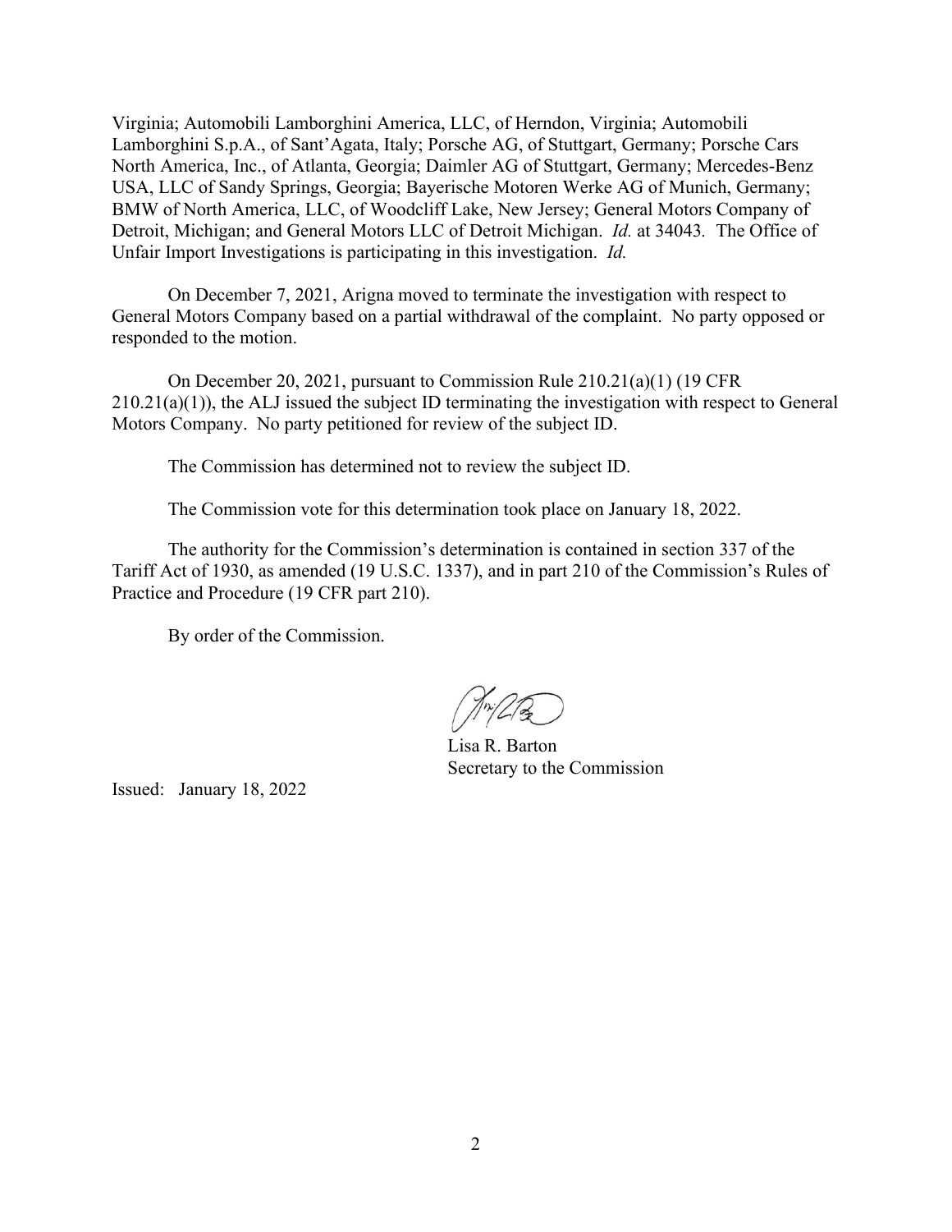Virginia; Automobili Lamborghini America, LLC, of Herndon, Virginia; Automobili Lamborghini S.p.A., of Sant'Agata, Italy; Porsche AG, of Stuttgart, Germany; Porsche Cars North America, Inc., of Atlanta, Georgia; Daimler AG of Stuttgart, Germany; Mercedes-Benz USA, LLC of Sandy Springs, Georgia; Bayerische Motoren Werke AG of Munich, Germany; BMW of North America, LLC, of Woodcliff Lake, New Jersey; General Motors Company of Detroit, Michigan; and General Motors LLC of Detroit Michigan. *Id.* at 34043. The Office of Unfair Import Investigations is participating in this investigation. *Id.*

On December 7, 2021, Arigna moved to terminate the investigation with respect to General Motors Company based on a partial withdrawal of the complaint. No party opposed or responded to the motion.

On December 20, 2021, pursuant to Commission Rule 210.21(a)(1) (19 CFR 210.21(a)(1)), the ALJ issued the subject ID terminating the investigation with respect to General Motors Company. No party petitioned for review of the subject ID.

The Commission has determined not to review the subject ID.

The Commission vote for this determination took place on January 18, 2022.

The authority for the Commission's determination is contained in section 337 of the Tariff Act of 1930, as amended (19 U.S.C. 1337), and in part 210 of the Commission's Rules of Practice and Procedure (19 CFR part 210).

By order of the Commission.

Lisa R. Barton
Secretary to the Commission

Issued: January 18, 2022